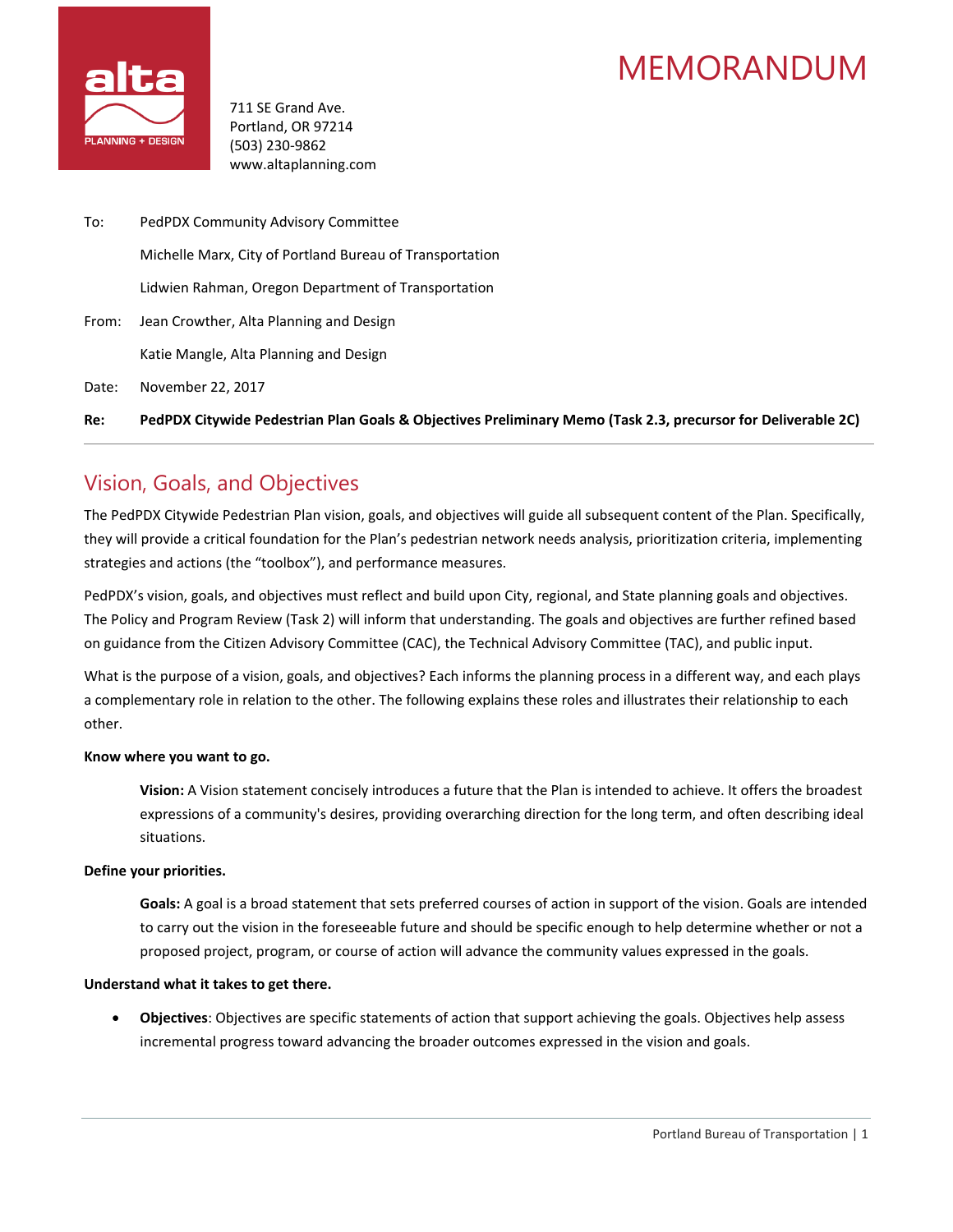# MEMORANDUM

711 SE Grand Ave.
Portland, OR 97214
(503) 230-9862
www.altaplanning.com

To: PedPDX Community Advisory Committee

Michelle Marx, City of Portland Bureau of Transportation

Lidwien Rahman, Oregon Department of Transportation

From: Jean Crowther, Alta Planning and Design

Katie Mangle, Alta Planning and Design

Date: November 22, 2017

**Re: PedPDX Citywide Pedestrian Plan Goals & Objectives Preliminary Memo (Task 2.3, precursor for Deliverable 2C)**

---

## Vision, Goals, and Objectives

The PedPDX Citywide Pedestrian Plan vision, goals, and objectives will guide all subsequent content of the Plan. Specifically, they will provide a critical foundation for the Plan's pedestrian network needs analysis, prioritization criteria, implementing strategies and actions (the "toolbox"), and performance measures.

PedPDX's vision, goals, and objectives must reflect and build upon City, regional, and State planning goals and objectives. The Policy and Program Review (Task 2) will inform that understanding. The goals and objectives are further refined based on guidance from the Citizen Advisory Committee (CAC), the Technical Advisory Committee (TAC), and public input.

What is the purpose of a vision, goals, and objectives? Each informs the planning process in a different way, and each plays a complementary role in relation to the other. The following explains these roles and illustrates their relationship to each other.

**Know where you want to go.**

> **Vision:** A Vision statement concisely introduces a future that the Plan is intended to achieve. It offers the broadest expressions of a community's desires, providing overarching direction for the long term, and often describing ideal situations.

**Define your priorities.**

> **Goals:** A goal is a broad statement that sets preferred courses of action in support of the vision. Goals are intended to carry out the vision in the foreseeable future and should be specific enough to help determine whether or not a proposed project, program, or course of action will advance the community values expressed in the goals.

**Understand what it takes to get there.**

- **Objectives**: Objectives are specific statements of action that support achieving the goals. Objectives help assess incremental progress toward advancing the broader outcomes expressed in the vision and goals.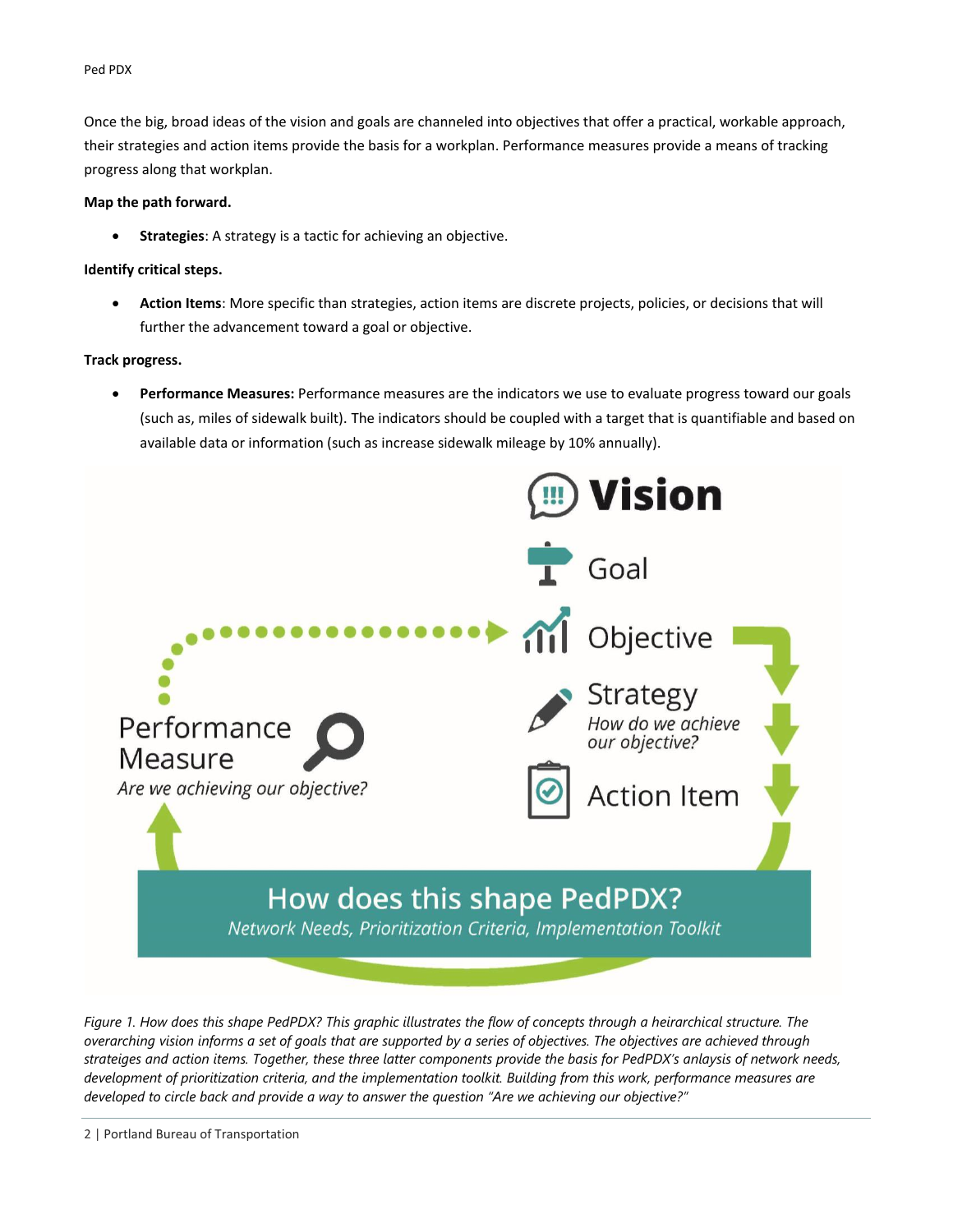Once the big, broad ideas of the vision and goals are channeled into objectives that offer a practical, workable approach, their strategies and action items provide the basis for a workplan. Performance measures provide a means of tracking progress along that workplan.

**Map the path forward.**

- **Strategies**: A strategy is a tactic for achieving an objective.

**Identify critical steps.**

- **Action Items**: More specific than strategies, action items are discrete projects, policies, or decisions that will further the advancement toward a goal or objective.

**Track progress.**

- **Performance Measures:** Performance measures are the indicators we use to evaluate progress toward our goals (such as, miles of sidewalk built). The indicators should be coupled with a target that is quantifiable and based on available data or information (such as increase sidewalk mileage by 10% annually).

Vision

Goal

Objective

Strategy
*How do we achieve our objective?*

Action Item

Performance Measure
*Are we achieving our objective?*

How does this shape PedPDX?
*Network Needs, Prioritization Criteria, Implementation Toolkit*

*Figure 1. How does this shape PedPDX? This graphic illustrates the flow of concepts through a heirarchical structure. The overarching vision informs a set of goals that are supported by a series of objectives. The objectives are achieved through strateiges and action items. Together, these three latter components provide the basis for PedPDX's anlaysis of network needs, development of prioritization criteria, and the implementation toolkit. Building from this work, performance measures are developed to circle back and provide a way to answer the question "Are we achieving our objective?"*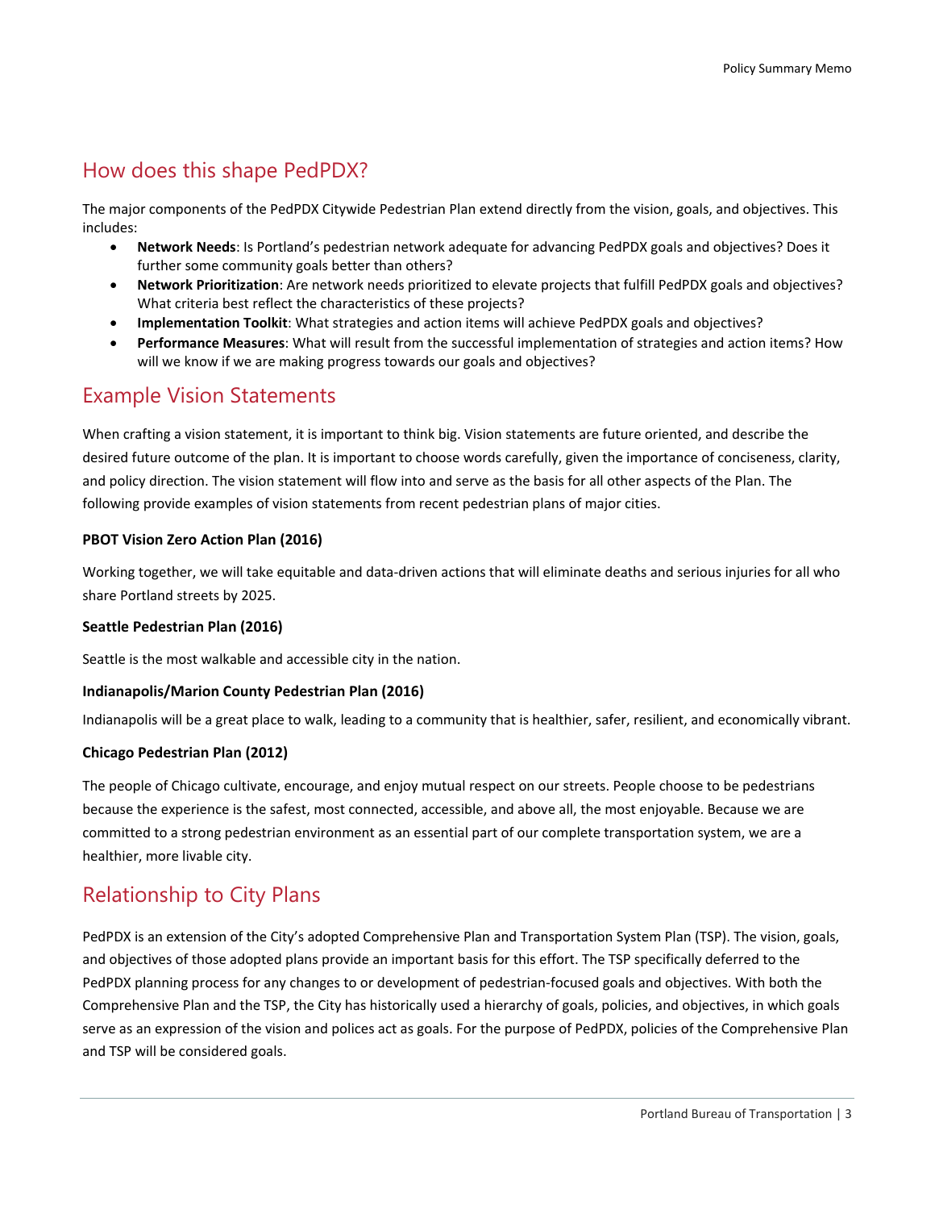## How does this shape PedPDX?

The major components of the PedPDX Citywide Pedestrian Plan extend directly from the vision, goals, and objectives. This includes:

- **Network Needs**: Is Portland's pedestrian network adequate for advancing PedPDX goals and objectives? Does it further some community goals better than others?
- **Network Prioritization**: Are network needs prioritized to elevate projects that fulfill PedPDX goals and objectives? What criteria best reflect the characteristics of these projects?
- **Implementation Toolkit**: What strategies and action items will achieve PedPDX goals and objectives?
- **Performance Measures**: What will result from the successful implementation of strategies and action items? How will we know if we are making progress towards our goals and objectives?

## Example Vision Statements

When crafting a vision statement, it is important to think big. Vision statements are future oriented, and describe the desired future outcome of the plan. It is important to choose words carefully, given the importance of conciseness, clarity, and policy direction. The vision statement will flow into and serve as the basis for all other aspects of the Plan. The following provide examples of vision statements from recent pedestrian plans of major cities.

**PBOT Vision Zero Action Plan (2016)**

Working together, we will take equitable and data-driven actions that will eliminate deaths and serious injuries for all who share Portland streets by 2025.

**Seattle Pedestrian Plan (2016)**

Seattle is the most walkable and accessible city in the nation.

**Indianapolis/Marion County Pedestrian Plan (2016)**

Indianapolis will be a great place to walk, leading to a community that is healthier, safer, resilient, and economically vibrant.

**Chicago Pedestrian Plan (2012)**

The people of Chicago cultivate, encourage, and enjoy mutual respect on our streets. People choose to be pedestrians because the experience is the safest, most connected, accessible, and above all, the most enjoyable. Because we are committed to a strong pedestrian environment as an essential part of our complete transportation system, we are a healthier, more livable city.

## Relationship to City Plans

PedPDX is an extension of the City's adopted Comprehensive Plan and Transportation System Plan (TSP). The vision, goals, and objectives of those adopted plans provide an important basis for this effort. The TSP specifically deferred to the PedPDX planning process for any changes to or development of pedestrian-focused goals and objectives. With both the Comprehensive Plan and the TSP, the City has historically used a hierarchy of goals, policies, and objectives, in which goals serve as an expression of the vision and polices act as goals. For the purpose of PedPDX, policies of the Comprehensive Plan and TSP will be considered goals.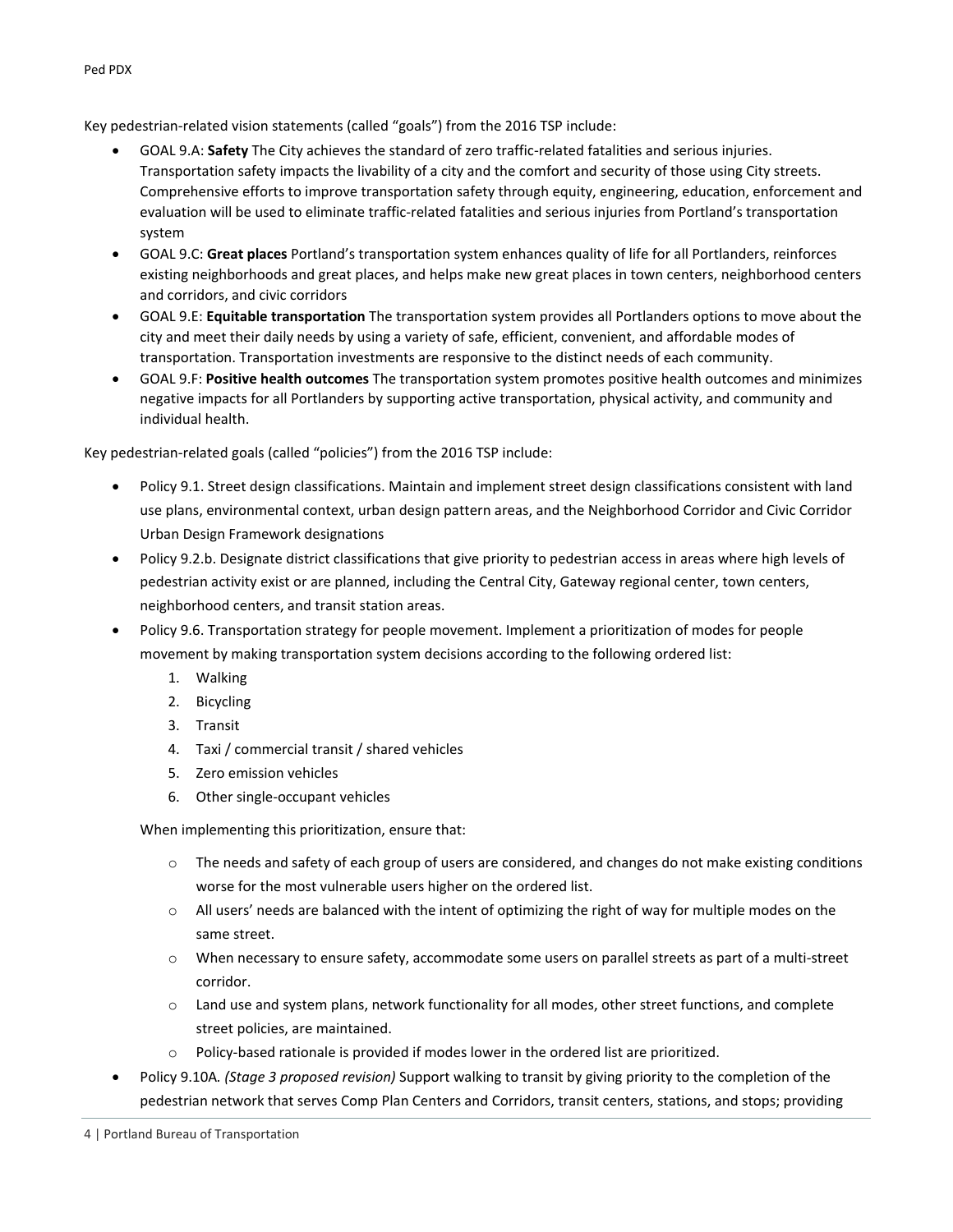Key pedestrian-related vision statements (called "goals") from the 2016 TSP include:

- GOAL 9.A: **Safety** The City achieves the standard of zero traffic-related fatalities and serious injuries. Transportation safety impacts the livability of a city and the comfort and security of those using City streets. Comprehensive efforts to improve transportation safety through equity, engineering, education, enforcement and evaluation will be used to eliminate traffic-related fatalities and serious injuries from Portland's transportation system
- GOAL 9.C: **Great places** Portland's transportation system enhances quality of life for all Portlanders, reinforces existing neighborhoods and great places, and helps make new great places in town centers, neighborhood centers and corridors, and civic corridors
- GOAL 9.E: **Equitable transportation** The transportation system provides all Portlanders options to move about the city and meet their daily needs by using a variety of safe, efficient, convenient, and affordable modes of transportation. Transportation investments are responsive to the distinct needs of each community.
- GOAL 9.F: **Positive health outcomes** The transportation system promotes positive health outcomes and minimizes negative impacts for all Portlanders by supporting active transportation, physical activity, and community and individual health.

Key pedestrian-related goals (called "policies") from the 2016 TSP include:

- Policy 9.1. Street design classifications. Maintain and implement street design classifications consistent with land use plans, environmental context, urban design pattern areas, and the Neighborhood Corridor and Civic Corridor Urban Design Framework designations
- Policy 9.2.b. Designate district classifications that give priority to pedestrian access in areas where high levels of pedestrian activity exist or are planned, including the Central City, Gateway regional center, town centers, neighborhood centers, and transit station areas.
- Policy 9.6. Transportation strategy for people movement. Implement a prioritization of modes for people movement by making transportation system decisions according to the following ordered list:
  1. Walking
  2. Bicycling
  3. Transit
  4. Taxi / commercial transit / shared vehicles
  5. Zero emission vehicles
  6. Other single-occupant vehicles

  When implementing this prioritization, ensure that:

  - The needs and safety of each group of users are considered, and changes do not make existing conditions worse for the most vulnerable users higher on the ordered list.
  - All users' needs are balanced with the intent of optimizing the right of way for multiple modes on the same street.
  - When necessary to ensure safety, accommodate some users on parallel streets as part of a multi-street corridor.
  - Land use and system plans, network functionality for all modes, other street functions, and complete street policies, are maintained.
  - Policy-based rationale is provided if modes lower in the ordered list are prioritized.
- Policy 9.10A. *(Stage 3 proposed revision)* Support walking to transit by giving priority to the completion of the pedestrian network that serves Comp Plan Centers and Corridors, transit centers, stations, and stops; providing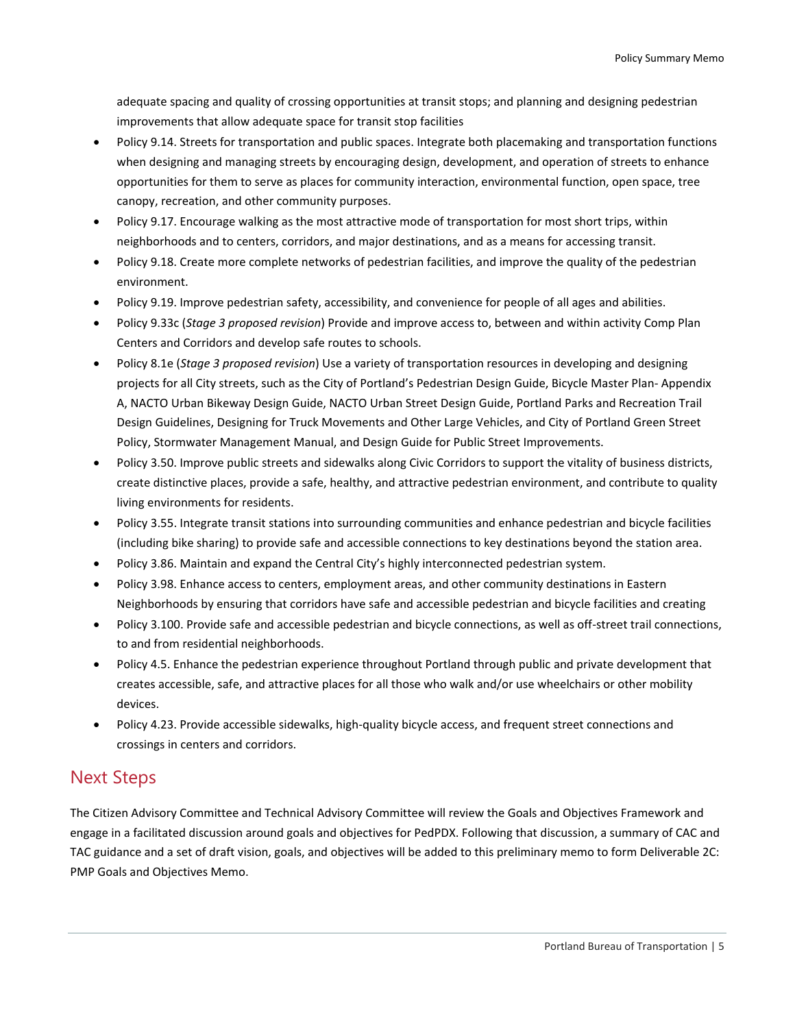adequate spacing and quality of crossing opportunities at transit stops; and planning and designing pedestrian improvements that allow adequate space for transit stop facilities

- Policy 9.14. Streets for transportation and public spaces. Integrate both placemaking and transportation functions when designing and managing streets by encouraging design, development, and operation of streets to enhance opportunities for them to serve as places for community interaction, environmental function, open space, tree canopy, recreation, and other community purposes.
- Policy 9.17. Encourage walking as the most attractive mode of transportation for most short trips, within neighborhoods and to centers, corridors, and major destinations, and as a means for accessing transit.
- Policy 9.18. Create more complete networks of pedestrian facilities, and improve the quality of the pedestrian environment.
- Policy 9.19. Improve pedestrian safety, accessibility, and convenience for people of all ages and abilities.
- Policy 9.33c (*Stage 3 proposed revision*) Provide and improve access to, between and within activity Comp Plan Centers and Corridors and develop safe routes to schools.
- Policy 8.1e (*Stage 3 proposed revision*) Use a variety of transportation resources in developing and designing projects for all City streets, such as the City of Portland's Pedestrian Design Guide, Bicycle Master Plan- Appendix A, NACTO Urban Bikeway Design Guide, NACTO Urban Street Design Guide, Portland Parks and Recreation Trail Design Guidelines, Designing for Truck Movements and Other Large Vehicles, and City of Portland Green Street Policy, Stormwater Management Manual, and Design Guide for Public Street Improvements.
- Policy 3.50. Improve public streets and sidewalks along Civic Corridors to support the vitality of business districts, create distinctive places, provide a safe, healthy, and attractive pedestrian environment, and contribute to quality living environments for residents.
- Policy 3.55. Integrate transit stations into surrounding communities and enhance pedestrian and bicycle facilities (including bike sharing) to provide safe and accessible connections to key destinations beyond the station area.
- Policy 3.86. Maintain and expand the Central City's highly interconnected pedestrian system.
- Policy 3.98. Enhance access to centers, employment areas, and other community destinations in Eastern Neighborhoods by ensuring that corridors have safe and accessible pedestrian and bicycle facilities and creating
- Policy 3.100. Provide safe and accessible pedestrian and bicycle connections, as well as off-street trail connections, to and from residential neighborhoods.
- Policy 4.5. Enhance the pedestrian experience throughout Portland through public and private development that creates accessible, safe, and attractive places for all those who walk and/or use wheelchairs or other mobility devices.
- Policy 4.23. Provide accessible sidewalks, high-quality bicycle access, and frequent street connections and crossings in centers and corridors.

## Next Steps

The Citizen Advisory Committee and Technical Advisory Committee will review the Goals and Objectives Framework and engage in a facilitated discussion around goals and objectives for PedPDX. Following that discussion, a summary of CAC and TAC guidance and a set of draft vision, goals, and objectives will be added to this preliminary memo to form Deliverable 2C: PMP Goals and Objectives Memo.